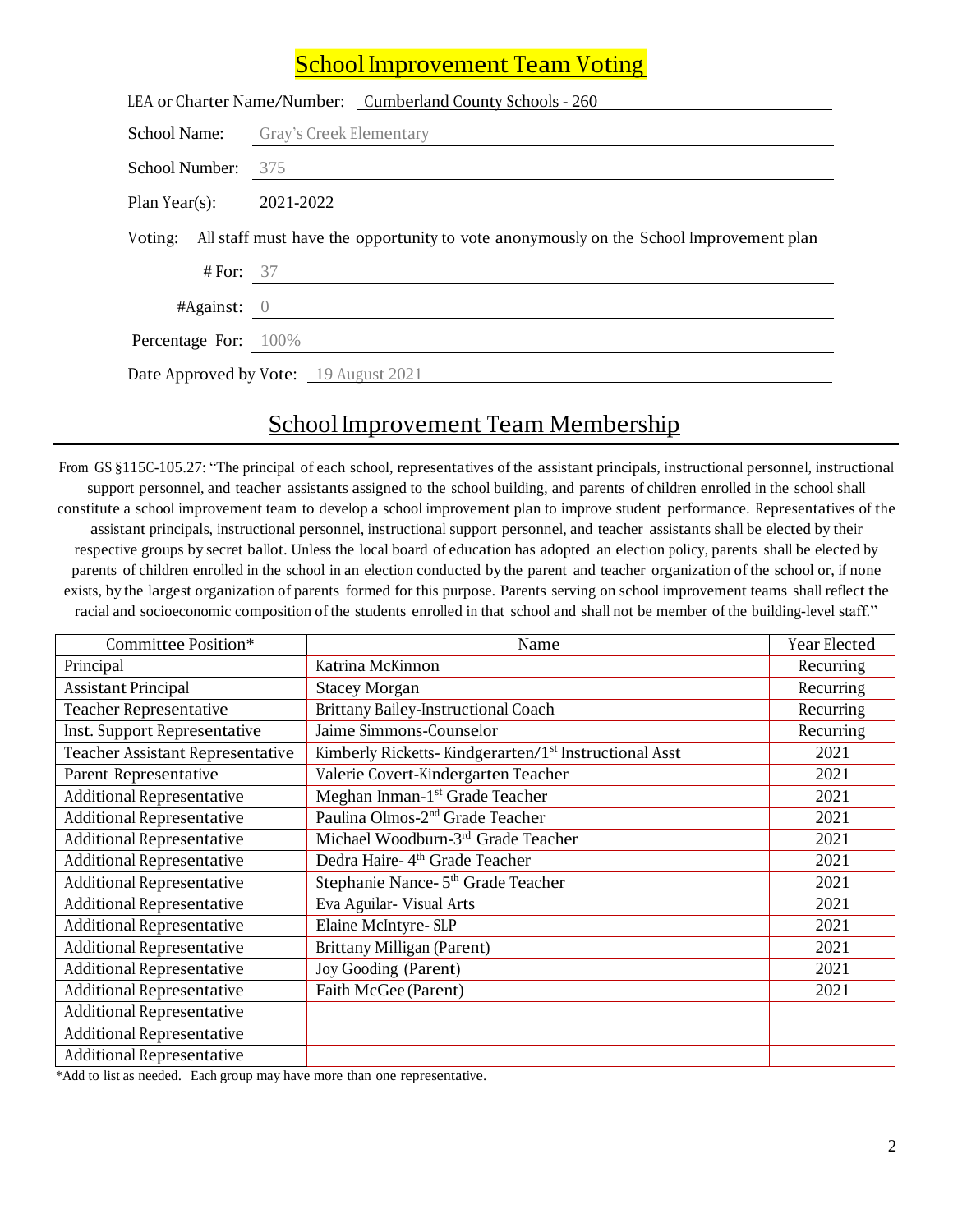# School Improvement Team Voting

LEA or Charter Name/Number: Cumberland County Schools - 260

School Name: Gray's Creek Elementary

School Number: 375

Plan Year(s): 2021-2022

Voting: All staff must have the opportunity to vote anonymously on the School Improvement plan

# For: 37

#Against: 0

Percentage For: 100%

Date Approved by Vote: 19 August 2021

## School Improvement Team Membership

From GS §115C-105.27: "The principal of each school, representatives of the assistant principals, instructional personnel, instructional support personnel, and teacher assistants assigned to the school building, and parents of children enrolled in the school shall constitute a school improvement team to develop a school improvement plan to improve student performance. Representatives of the assistant principals, instructional personnel, instructional support personnel, and teacher assistants shall be elected by their respective groups by secret ballot. Unless the local board of education has adopted an election policy, parents shall be elected by parents of children enrolled in the school in an election conducted by the parent and teacher organization of the school or, if none exists, by the largest organization of parents formed for this purpose. Parents serving on school improvement teams shall reflect the racial and socioeconomic composition of the students enrolled in that school and shall not be member of the building-level staff."

| Committee Position* | Name | Year Elected |
|---|---|---|
| Principal | Katrina McKinnon | Recurring |
| Assistant Principal | Stacey Morgan | Recurring |
| Teacher Representative | Brittany Bailey-Instructional Coach | Recurring |
| Inst. Support Representative | Jaime Simmons-Counselor | Recurring |
| Teacher Assistant Representative | Kimberly Ricketts- Kindgerarten/1st Instructional Asst | 2021 |
| Parent Representative | Valerie Covert-Kindergarten Teacher | 2021 |
| Additional Representative | Meghan Inman-1st Grade Teacher | 2021 |
| Additional Representative | Paulina Olmos-2nd Grade Teacher | 2021 |
| Additional Representative | Michael Woodburn-3rd Grade Teacher | 2021 |
| Additional Representative | Dedra Haire- 4th Grade Teacher | 2021 |
| Additional Representative | Stephanie Nance- 5th Grade Teacher | 2021 |
| Additional Representative | Eva Aguilar- Visual Arts | 2021 |
| Additional Representative | Elaine McIntyre- SLP | 2021 |
| Additional Representative | Brittany Milligan (Parent) | 2021 |
| Additional Representative | Joy Gooding (Parent) | 2021 |
| Additional Representative | Faith McGee (Parent) | 2021 |
| Additional Representative | | |
| Additional Representative | | |
| Additional Representative | | |

*Add to list as needed. Each group may have more than one representative.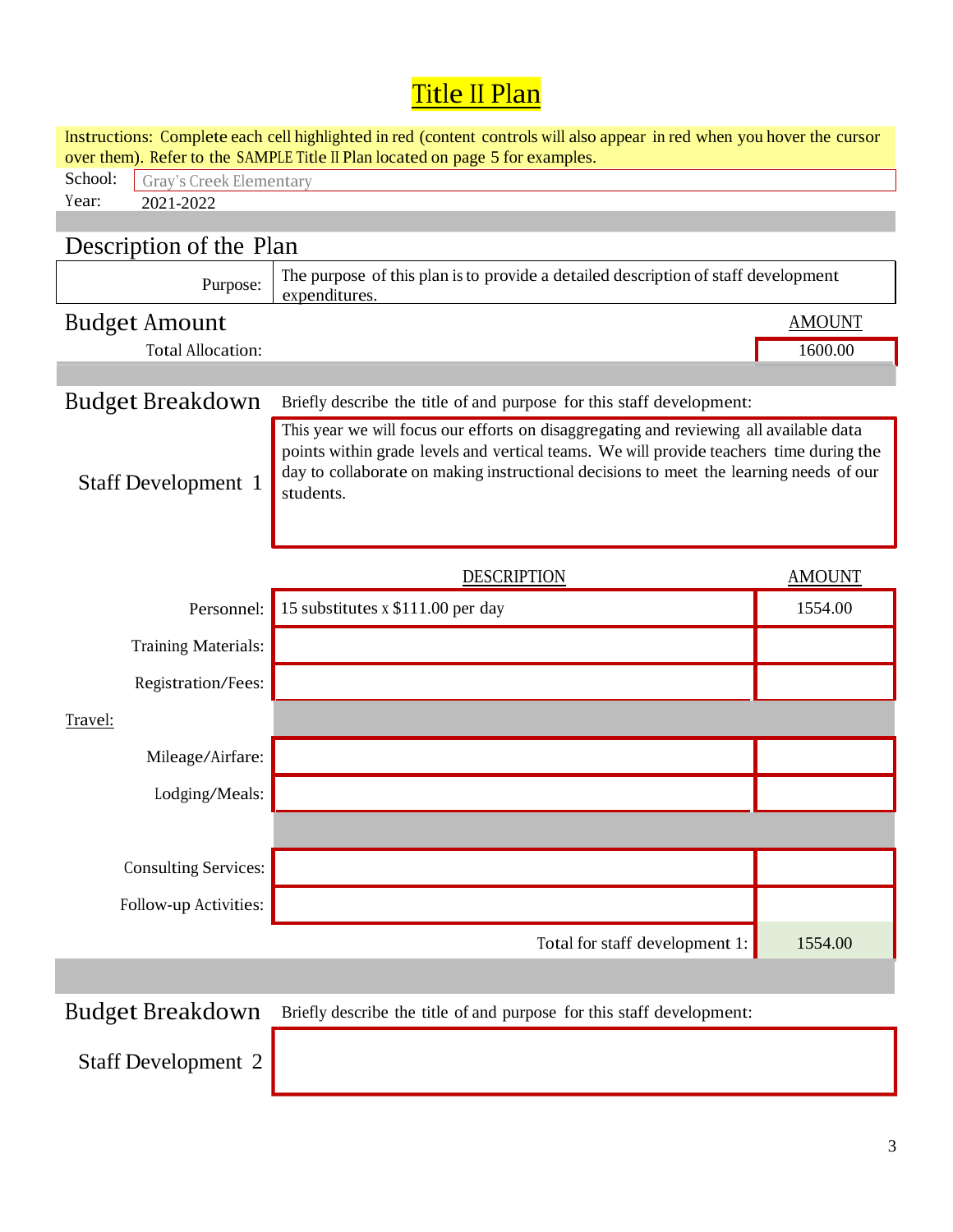# Title II Plan

Instructions: Complete each cell highlighted in red (content controls will also appear in red when you hover the cursor over them). Refer to the SAMPLE Title II Plan located on page 5 for examples.

School: Gray's Creek Elementary

Year: 2021-2022

## Description of the Plan

| Purpose: | The purpose of this plan is to provide a detailed description of staff development expenditures. |
|---|---|

## Budget Amount

| | AMOUNT |
|---|---|
| Total Allocation: | 1600.00 |

## Budget Breakdown

Briefly describe the title of and purpose for this staff development:

**Staff Development 1**

This year we will focus our efforts on disaggregating and reviewing all available data points within grade levels and vertical teams. We will provide teachers time during the day to collaborate on making instructional decisions to meet the learning needs of our students.

| | DESCRIPTION | AMOUNT |
|---|---|---|
| Personnel: | 15 substitutes x $111.00 per day | 1554.00 |
| Training Materials: | | |
| Registration/Fees: | | |
| Travel: | | |
| Mileage/Airfare: | | |
| Lodging/Meals: | | |
| Consulting Services: | | |
| Follow-up Activities: | | |
| | Total for staff development 1: | 1554.00 |

## Budget Breakdown

Briefly describe the title of and purpose for this staff development:

**Staff Development 2**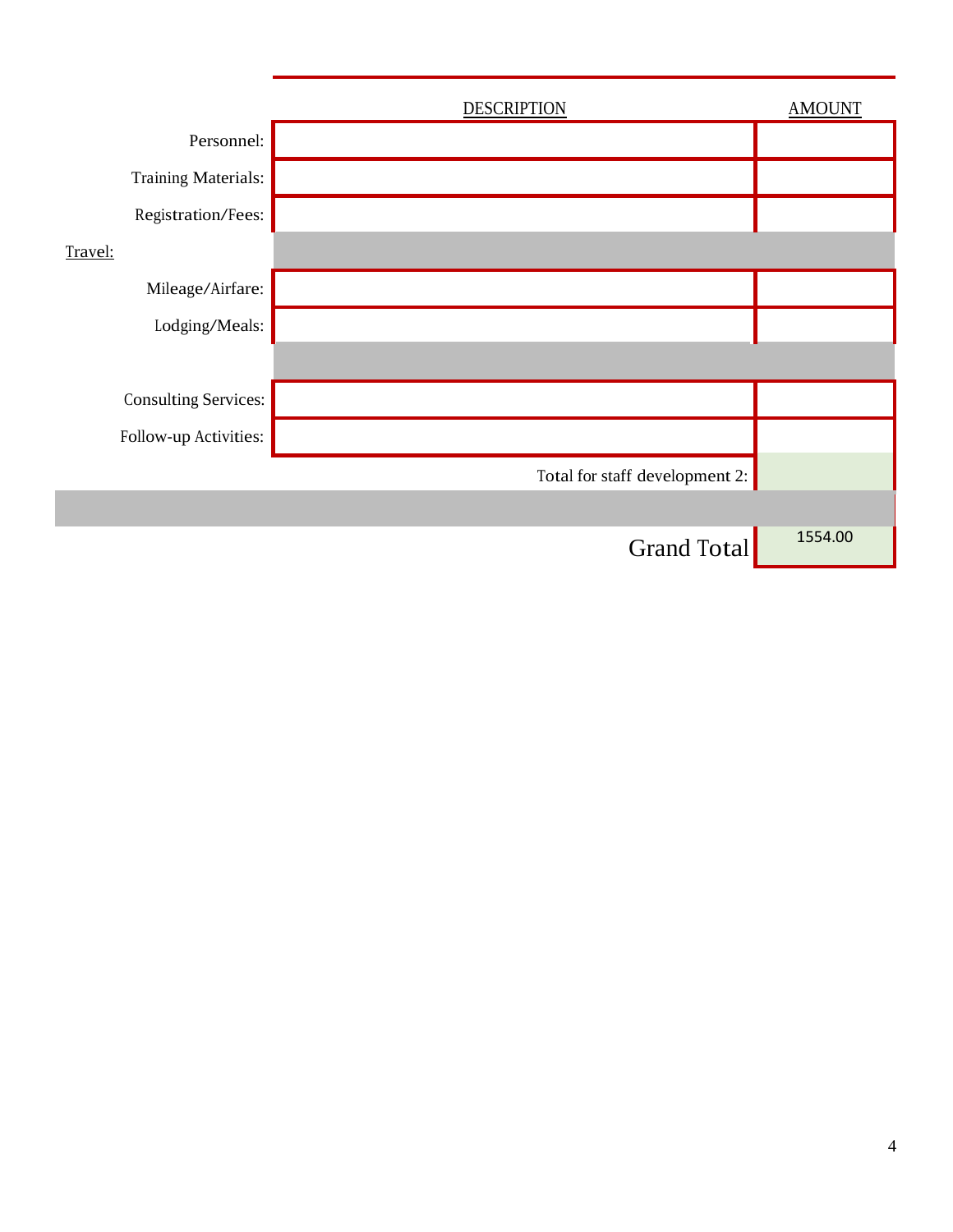| | DESCRIPTION | AMOUNT |
|---|---|---|
| Personnel: | | |
| Training Materials: | | |
| Registration/Fees: | | |
| Travel: | | |
| Mileage/Airfare: | | |
| Lodging/Meals: | | |
| | | |
| Consulting Services: | | |
| Follow-up Activities: | | |
| | Total for staff development 2: | |
| | | |
| | Grand Total | 1554.00 |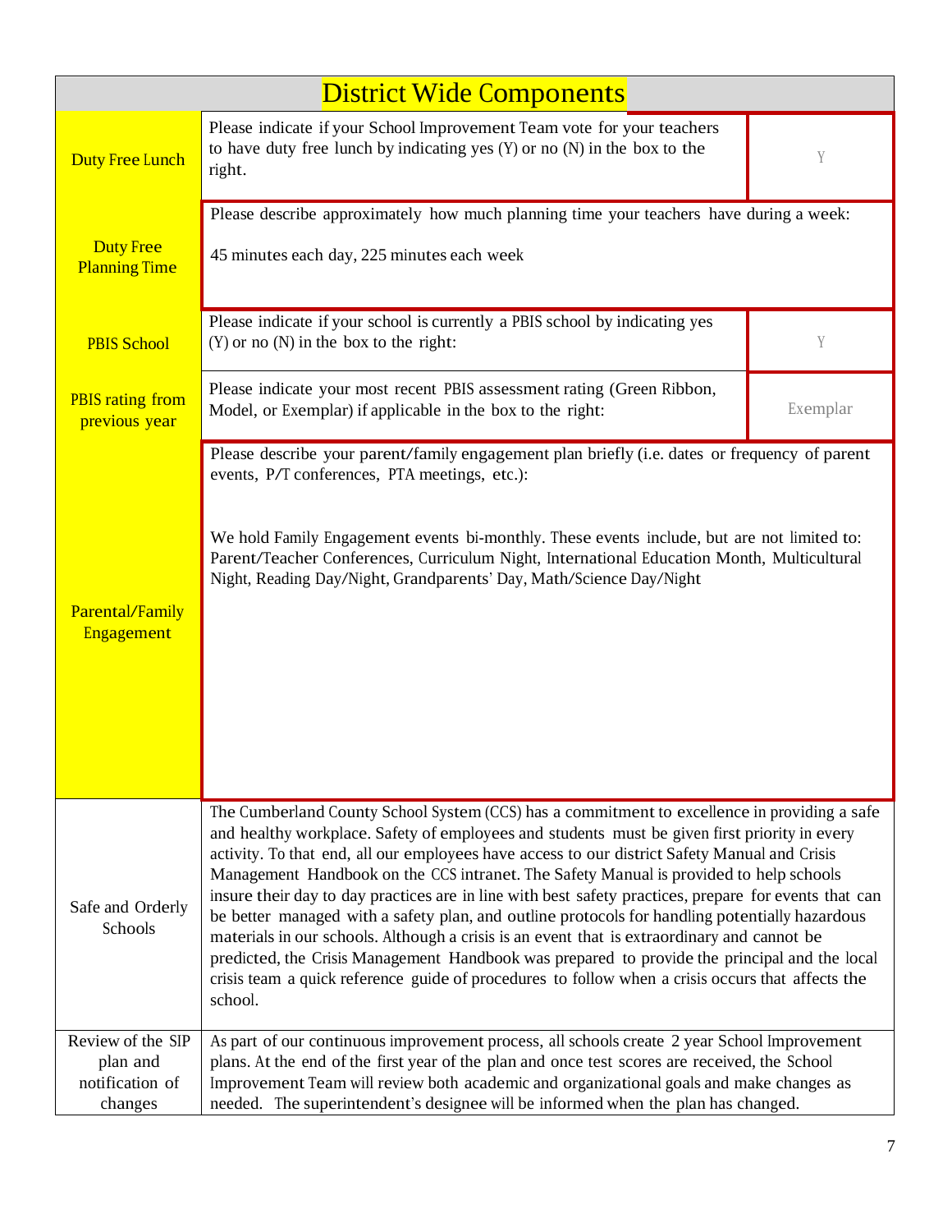# District Wide Components

| | | |
|---|---|---|
| Duty Free Lunch | Please indicate if your School Improvement Team vote for your teachers to have duty free lunch by indicating yes (Y) or no (N) in the box to the right. | Y |
| Duty Free Planning Time | Please describe approximately how much planning time your teachers have during a week:<br><br>45 minutes each day, 225 minutes each week | |
| PBIS School | Please indicate if your school is currently a PBIS school by indicating yes (Y) or no (N) in the box to the right: | Y |
| PBIS rating from previous year | Please indicate your most recent PBIS assessment rating (Green Ribbon, Model, or Exemplar) if applicable in the box to the right: | Exemplar |
| Parental/Family Engagement | Please describe your parent/family engagement plan briefly (i.e. dates or frequency of parent events, P/T conferences, PTA meetings, etc.):<br><br>We hold Family Engagement events bi-monthly. These events include, but are not limited to: Parent/Teacher Conferences, Curriculum Night, International Education Month, Multicultural Night, Reading Day/Night, Grandparents' Day, Math/Science Day/Night | |
| Safe and Orderly Schools | The Cumberland County School System (CCS) has a commitment to excellence in providing a safe and healthy workplace. Safety of employees and students must be given first priority in every activity. To that end, all our employees have access to our district Safety Manual and Crisis Management Handbook on the CCS intranet. The Safety Manual is provided to help schools insure their day to day practices are in line with best safety practices, prepare for events that can be better managed with a safety plan, and outline protocols for handling potentially hazardous materials in our schools. Although a crisis is an event that is extraordinary and cannot be predicted, the Crisis Management Handbook was prepared to provide the principal and the local crisis team a quick reference guide of procedures to follow when a crisis occurs that affects the school. | |
| Review of the SIP plan and notification of changes | As part of our continuous improvement process, all schools create 2 year School Improvement plans. At the end of the first year of the plan and once test scores are received, the School Improvement Team will review both academic and organizational goals and make changes as needed. The superintendent's designee will be informed when the plan has changed. | |